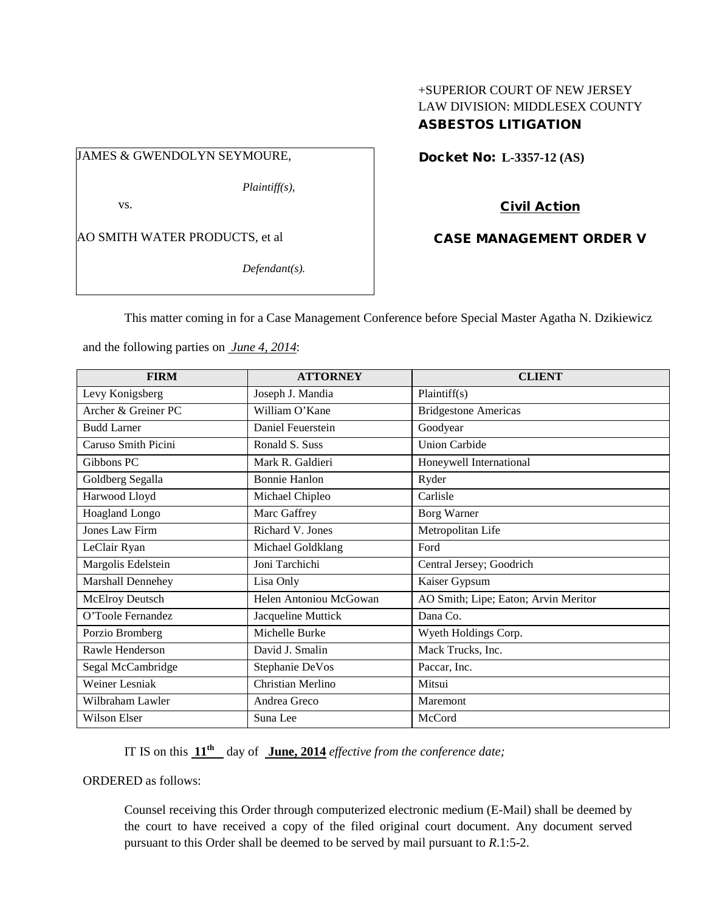+SUPERIOR COURT OF NEW JERSEY
LAW DIVISION: MIDDLESEX COUNTY
**ASBESTOS LITIGATION**

JAMES & GWENDOLYN SEYMOURE,

*Plaintiff(s),*

vs.

AO SMITH WATER PRODUCTS, et al

*Defendant(s).*

**Docket No: L-3357-12 (AS)**

**Civil Action**

**CASE MANAGEMENT ORDER V**

This matter coming in for a Case Management Conference before Special Master Agatha N. Dzikiewicz and the following parties on *June 4, 2014*:

| FIRM | ATTORNEY | CLIENT |
|---|---|---|
| Levy Konigsberg | Joseph J. Mandia | Plaintiff(s) |
| Archer & Greiner PC | William O'Kane | Bridgestone Americas |
| Budd Larner | Daniel Feuerstein | Goodyear |
| Caruso Smith Picini | Ronald S. Suss | Union Carbide |
| Gibbons PC | Mark R. Galdieri | Honeywell International |
| Goldberg Segalla | Bonnie Hanlon | Ryder |
| Harwood Lloyd | Michael Chipleo | Carlisle |
| Hoagland Longo | Marc Gaffrey | Borg Warner |
| Jones Law Firm | Richard V. Jones | Metropolitan Life |
| LeClair Ryan | Michael Goldklang | Ford |
| Margolis Edelstein | Joni Tarchichi | Central Jersey; Goodrich |
| Marshall Dennehey | Lisa Only | Kaiser Gypsum |
| McElroy Deutsch | Helen Antoniou McGowan | AO Smith; Lipe; Eaton; Arvin Meritor |
| O'Toole Fernandez | Jacqueline Muttick | Dana Co. |
| Porzio Bromberg | Michelle Burke | Wyeth Holdings Corp. |
| Rawle Henderson | David J. Smalin | Mack Trucks, Inc. |
| Segal McCambridge | Stephanie DeVos | Paccar, Inc. |
| Weiner Lesniak | Christian Merlino | Mitsui |
| Wilbraham Lawler | Andrea Greco | Maremont |
| Wilson Elser | Suna Lee | McCord |

IT IS on this **11th** day of **June, 2014** *effective from the conference date;*

ORDERED as follows:

Counsel receiving this Order through computerized electronic medium (E-Mail) shall be deemed by the court to have received a copy of the filed original court document. Any document served pursuant to this Order shall be deemed to be served by mail pursuant to *R*.1:5-2.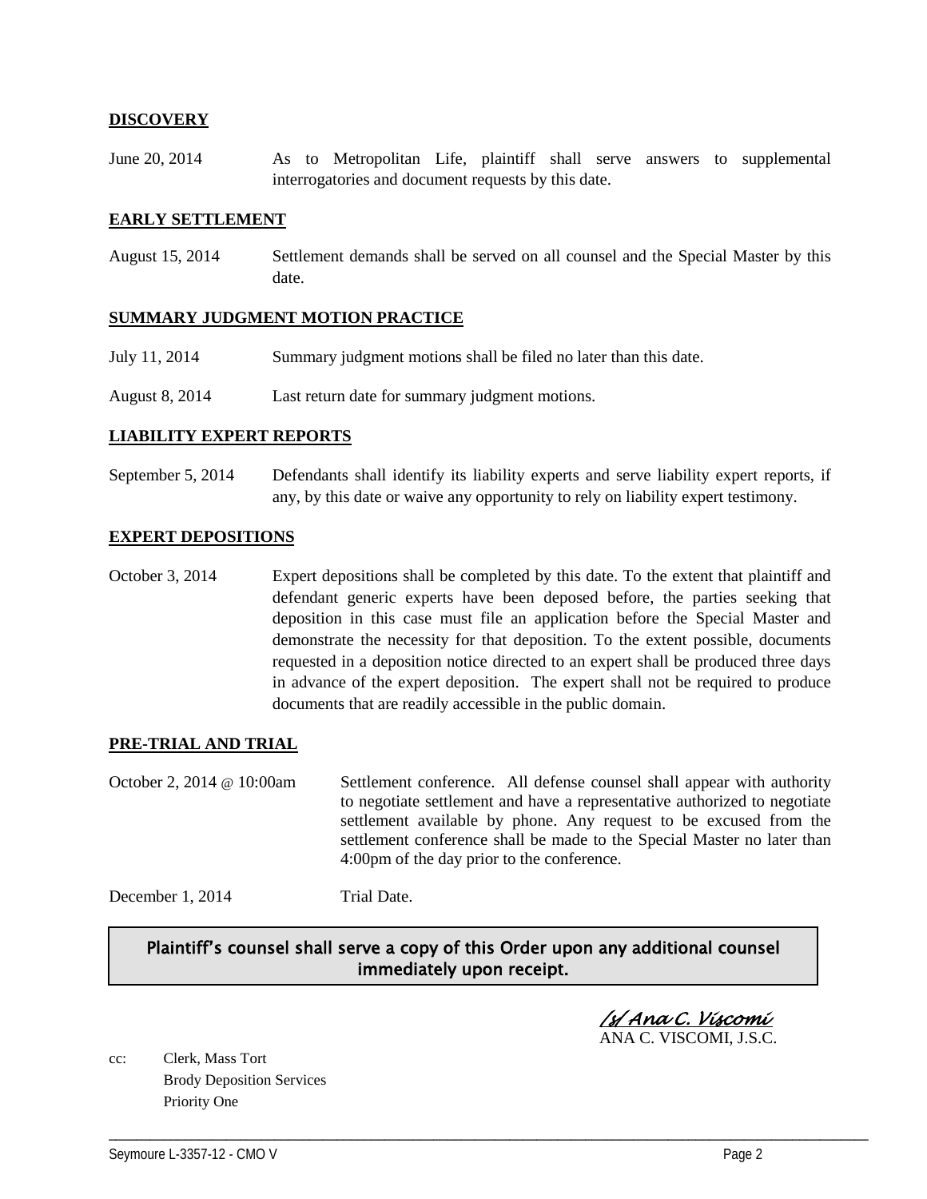**DISCOVERY**

June 20, 2014 As to Metropolitan Life, plaintiff shall serve answers to supplemental interrogatories and document requests by this date.

**EARLY SETTLEMENT**

August 15, 2014 Settlement demands shall be served on all counsel and the Special Master by this date.

**SUMMARY JUDGMENT MOTION PRACTICE**

July 11, 2014 Summary judgment motions shall be filed no later than this date.

August 8, 2014 Last return date for summary judgment motions.

**LIABILITY EXPERT REPORTS**

September 5, 2014 Defendants shall identify its liability experts and serve liability expert reports, if any, by this date or waive any opportunity to rely on liability expert testimony.

**EXPERT DEPOSITIONS**

October 3, 2014 Expert depositions shall be completed by this date. To the extent that plaintiff and defendant generic experts have been deposed before, the parties seeking that deposition in this case must file an application before the Special Master and demonstrate the necessity for that deposition. To the extent possible, documents requested in a deposition notice directed to an expert shall be produced three days in advance of the expert deposition. The expert shall not be required to produce documents that are readily accessible in the public domain.

**PRE-TRIAL AND TRIAL**

October 2, 2014 @ 10:00am Settlement conference. All defense counsel shall appear with authority to negotiate settlement and have a representative authorized to negotiate settlement available by phone. Any request to be excused from the settlement conference shall be made to the Special Master no later than 4:00pm of the day prior to the conference.

December 1, 2014 Trial Date.

**Plaintiff's counsel shall serve a copy of this Order upon any additional counsel immediately upon receipt.**

/s/ Ana C. Viscomi
ANA C. VISCOMI, J.S.C.

cc: Clerk, Mass Tort
Brody Deposition Services
Priority One